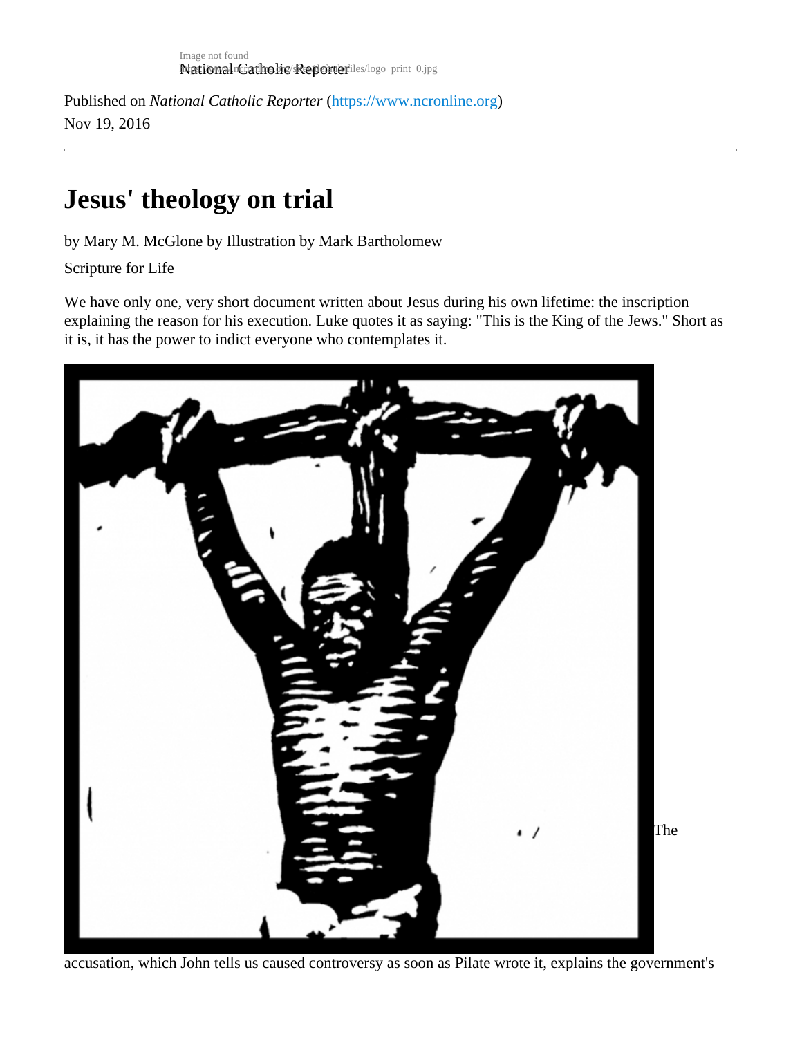Published on *National Catholic Reporter* (https://www.ncronline.org)

Nov 19, 2016

# Jesus' theology on trial

by Mary M. McGlone by Illustration by Mark Bartholomew

Scripture for Life

We have only one, very short document written about Jesus during his own lifetime: the inscription explaining the reason for his execution. Luke quotes it as saying: "This is the King of the Jews." Short as it is, it has the power to indict everyone who contemplates it.

The accusation, which John tells us caused controversy as soon as Pilate wrote it, explains the government's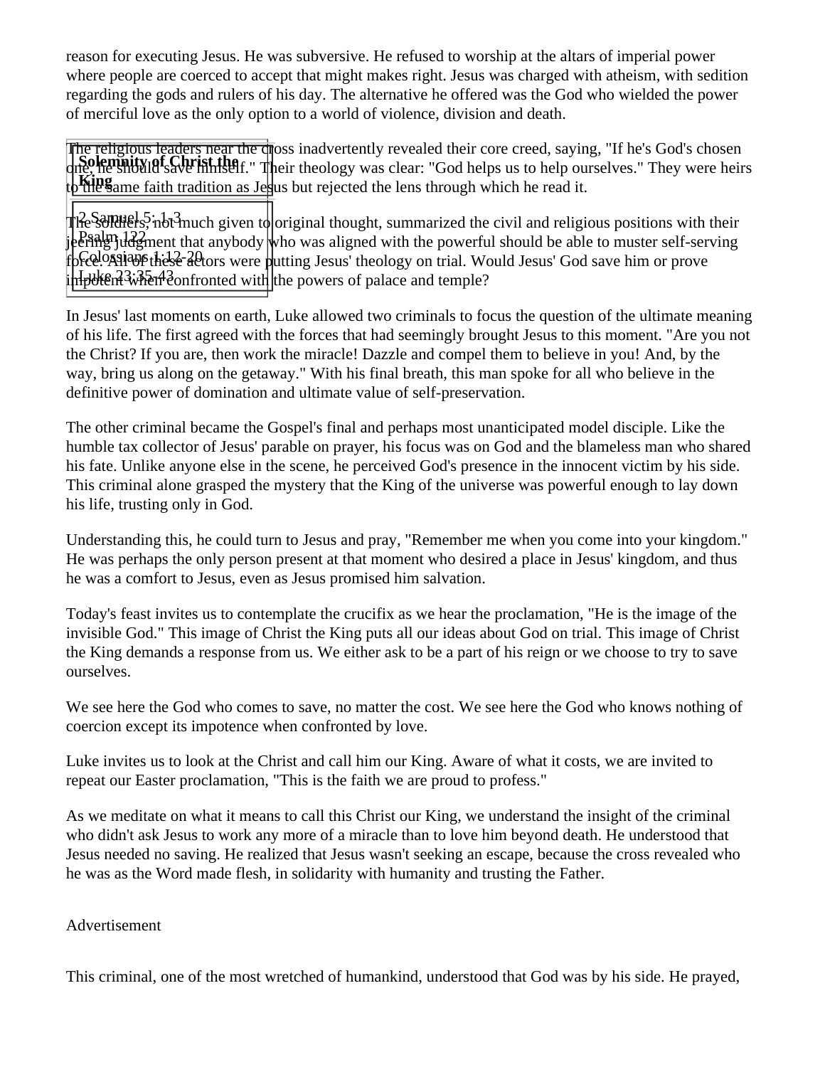reason for executing Jesus. He was subversive. He refused to worship at the altars of imperial power where people are coerced to accept that might makes right. Jesus was charged with atheism, with sedition regarding the gods and rulers of his day. The alternative he offered was the God who wielded the power of merciful love as the only option to a world of violence, division and death.

**Solemnity of Christ the King**

2 Samuel 5: 1-3
Psalm 122
Colossians 1:12-20
Luke 23:35-43

The religious leaders near the cross inadvertently revealed their core creed, saying, "If he's God's chosen one, he should save himself." Their theology was clear: "God helps us to help ourselves." They were heirs to the same faith tradition as Jesus but rejected the lens through which he read it.

The soldiers, not much given to original thought, summarized the civil and religious positions with their jeering judgment that anybody who was aligned with the powerful should be able to muster self-serving force. All of these actors were putting Jesus' theology on trial. Would Jesus' God save him or prove impotent when confronted with the powers of palace and temple?

In Jesus' last moments on earth, Luke allowed two criminals to focus the question of the ultimate meaning of his life. The first agreed with the forces that had seemingly brought Jesus to this moment. "Are you not the Christ? If you are, then work the miracle! Dazzle and compel them to believe in you! And, by the way, bring us along on the getaway." With his final breath, this man spoke for all who believe in the definitive power of domination and ultimate value of self-preservation.

The other criminal became the Gospel's final and perhaps most unanticipated model disciple. Like the humble tax collector of Jesus' parable on prayer, his focus was on God and the blameless man who shared his fate. Unlike anyone else in the scene, he perceived God's presence in the innocent victim by his side. This criminal alone grasped the mystery that the King of the universe was powerful enough to lay down his life, trusting only in God.

Understanding this, he could turn to Jesus and pray, "Remember me when you come into your kingdom." He was perhaps the only person present at that moment who desired a place in Jesus' kingdom, and thus he was a comfort to Jesus, even as Jesus promised him salvation.

Today's feast invites us to contemplate the crucifix as we hear the proclamation, "He is the image of the invisible God." This image of Christ the King puts all our ideas about God on trial. This image of Christ the King demands a response from us. We either ask to be a part of his reign or we choose to try to save ourselves.

We see here the God who comes to save, no matter the cost. We see here the God who knows nothing of coercion except its impotence when confronted by love.

Luke invites us to look at the Christ and call him our King. Aware of what it costs, we are invited to repeat our Easter proclamation, "This is the faith we are proud to profess."

As we meditate on what it means to call this Christ our King, we understand the insight of the criminal who didn't ask Jesus to work any more of a miracle than to love him beyond death. He understood that Jesus needed no saving. He realized that Jesus wasn't seeking an escape, because the cross revealed who he was as the Word made flesh, in solidarity with humanity and trusting the Father.

Advertisement

This criminal, one of the most wretched of humankind, understood that God was by his side. He prayed,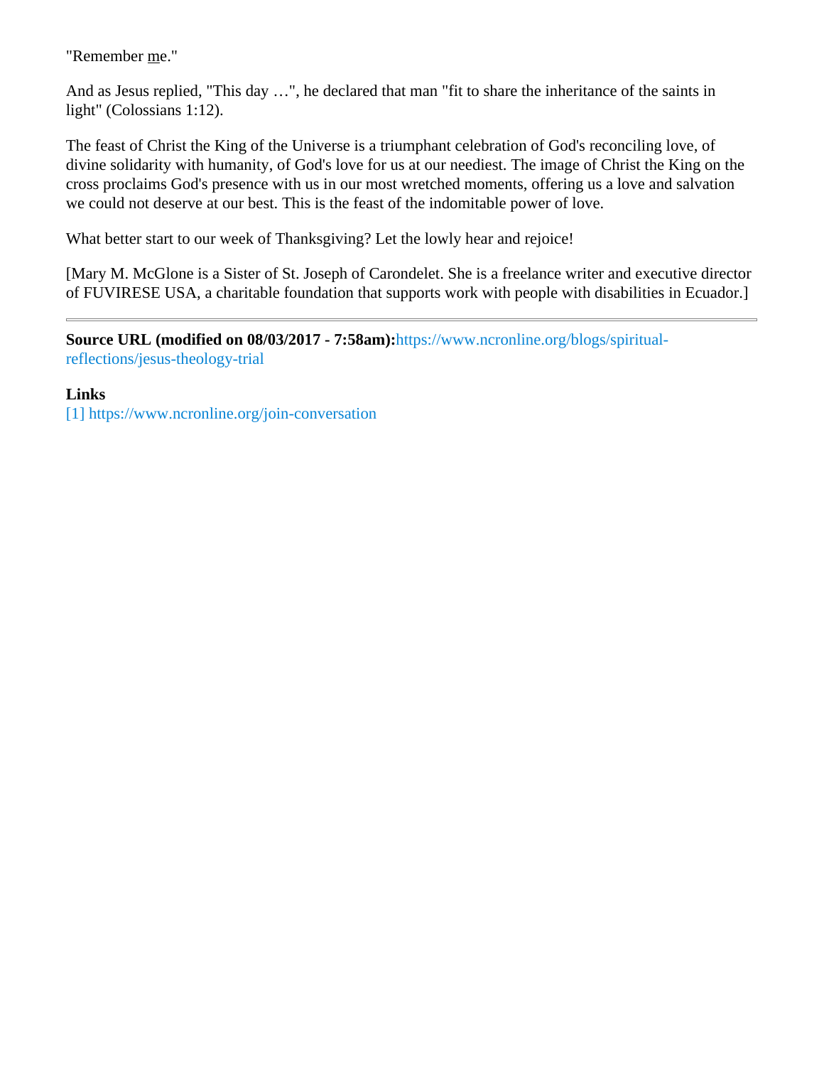"Remember me."

And as Jesus replied, "This day …", he declared that man "fit to share the inheritance of the saints in light" (Colossians 1:12).

The feast of Christ the King of the Universe is a triumphant celebration of God's reconciling love, of divine solidarity with humanity, of God's love for us at our neediest. The image of Christ the King on the cross proclaims God's presence with us in our most wretched moments, offering us a love and salvation we could not deserve at our best. This is the feast of the indomitable power of love.

What better start to our week of Thanksgiving? Let the lowly hear and rejoice!

[Mary M. McGlone is a Sister of St. Joseph of Carondelet. She is a freelance writer and executive director of FUVIRESE USA, a charitable foundation that supports work with people with disabilities in Ecuador.]

---

**Source URL (modified on 08/03/2017 - 7:58am):**https://www.ncronline.org/blogs/spiritual-reflections/jesus-theology-trial

**Links**
[1] https://www.ncronline.org/join-conversation